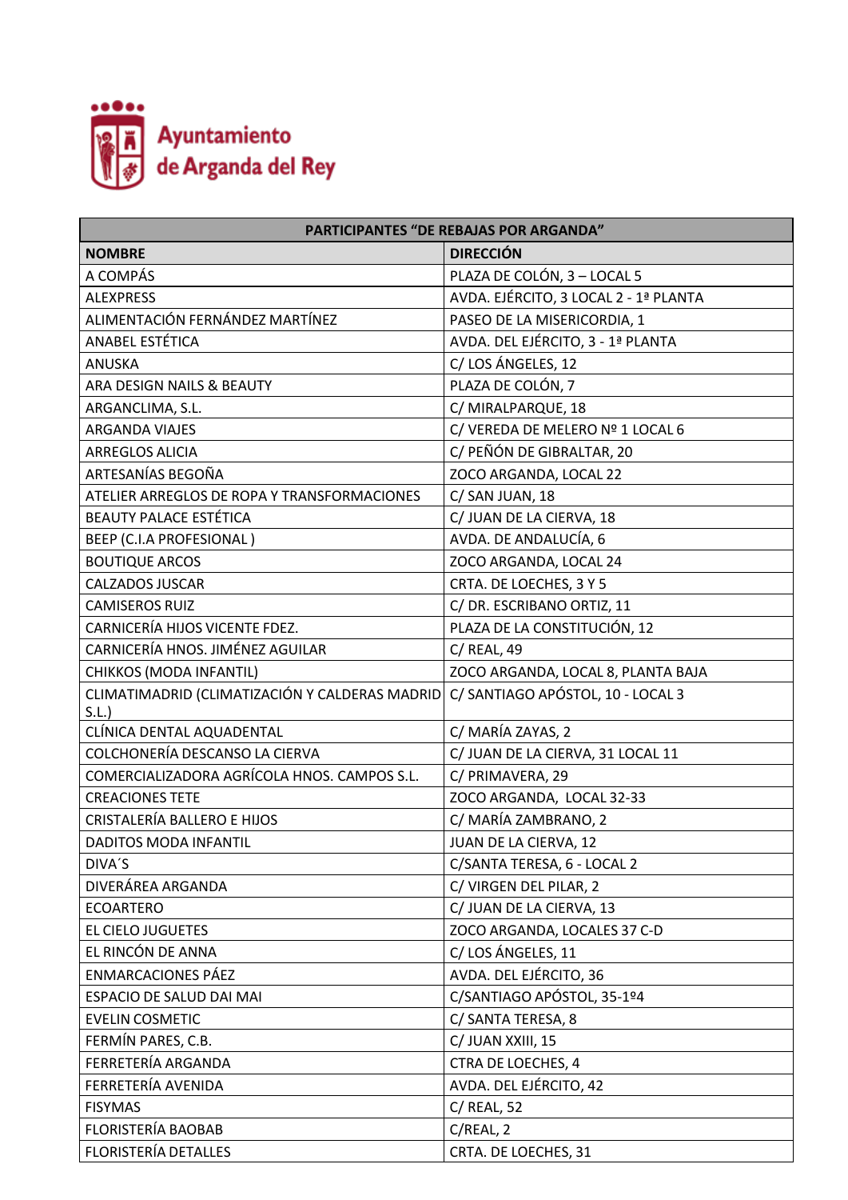Ayuntamiento de Arganda del Rey

| PARTICIPANTES "DE REBAJAS POR ARGANDA" | |
|---|---|
| **NOMBRE** | **DIRECCIÓN** |
| A COMPÁS | PLAZA DE COLÓN, 3 – LOCAL 5 |
| ALEXPRESS | AVDA. EJÉRCITO, 3 LOCAL 2 - 1ª PLANTA |
| ALIMENTACIÓN FERNÁNDEZ MARTÍNEZ | PASEO DE LA MISERICORDIA, 1 |
| ANABEL ESTÉTICA | AVDA. DEL EJÉRCITO, 3 - 1ª PLANTA |
| ANUSKA | C/ LOS ÁNGELES, 12 |
| ARA DESIGN NAILS & BEAUTY | PLAZA DE COLÓN, 7 |
| ARGANCLIMA, S.L. | C/ MIRALPARQUE, 18 |
| ARGANDA VIAJES | C/ VEREDA DE MELERO Nº 1 LOCAL 6 |
| ARREGLOS ALICIA | C/ PEÑÓN DE GIBRALTAR, 20 |
| ARTESANÍAS BEGOÑA | ZOCO ARGANDA, LOCAL 22 |
| ATELIER ARREGLOS DE ROPA Y TRANSFORMACIONES | C/ SAN JUAN, 18 |
| BEAUTY PALACE ESTÉTICA | C/ JUAN DE LA CIERVA, 18 |
| BEEP (C.I.A PROFESIONAL ) | AVDA. DE ANDALUCÍA, 6 |
| BOUTIQUE ARCOS | ZOCO ARGANDA, LOCAL 24 |
| CALZADOS JUSCAR | CRTA. DE LOECHES, 3 Y 5 |
| CAMISEROS RUIZ | C/ DR. ESCRIBANO ORTIZ, 11 |
| CARNICERÍA HIJOS VICENTE FDEZ. | PLAZA DE LA CONSTITUCIÓN, 12 |
| CARNICERÍA HNOS. JIMÉNEZ AGUILAR | C/ REAL, 49 |
| CHIKKOS (MODA INFANTIL) | ZOCO ARGANDA, LOCAL 8, PLANTA BAJA |
| CLIMATIMADRID (CLIMATIZACIÓN Y CALDERAS MADRID S.L.) | C/ SANTIAGO APÓSTOL, 10 - LOCAL 3 |
| CLÍNICA DENTAL AQUADENTAL | C/ MARÍA ZAYAS, 2 |
| COLCHONERÍA DESCANSO LA CIERVA | C/ JUAN DE LA CIERVA, 31 LOCAL 11 |
| COMERCIALIZADORA AGRÍCOLA HNOS. CAMPOS S.L. | C/ PRIMAVERA, 29 |
| CREACIONES TETE | ZOCO ARGANDA, LOCAL 32-33 |
| CRISTALERÍA BALLERO E HIJOS | C/ MARÍA ZAMBRANO, 2 |
| DADITOS MODA INFANTIL | JUAN DE LA CIERVA, 12 |
| DIVA´S | C/SANTA TERESA, 6 - LOCAL 2 |
| DIVERÁREA ARGANDA | C/ VIRGEN DEL PILAR, 2 |
| ECOARTERO | C/ JUAN DE LA CIERVA, 13 |
| EL CIELO JUGUETES | ZOCO ARGANDA, LOCALES 37 C-D |
| EL RINCÓN DE ANNA | C/ LOS ÁNGELES, 11 |
| ENMARCACIONES PÁEZ | AVDA. DEL EJÉRCITO, 36 |
| ESPACIO DE SALUD DAI MAI | C/SANTIAGO APÓSTOL, 35-1º4 |
| EVELIN COSMETIC | C/ SANTA TERESA, 8 |
| FERMÍN PARES, C.B. | C/ JUAN XXIII, 15 |
| FERRETERÍA ARGANDA | CTRA DE LOECHES, 4 |
| FERRETERÍA AVENIDA | AVDA. DEL EJÉRCITO, 42 |
| FISYMAS | C/ REAL, 52 |
| FLORISTERÍA BAOBAB | C/REAL, 2 |
| FLORISTERÍA DETALLES | CRTA. DE LOECHES, 31 |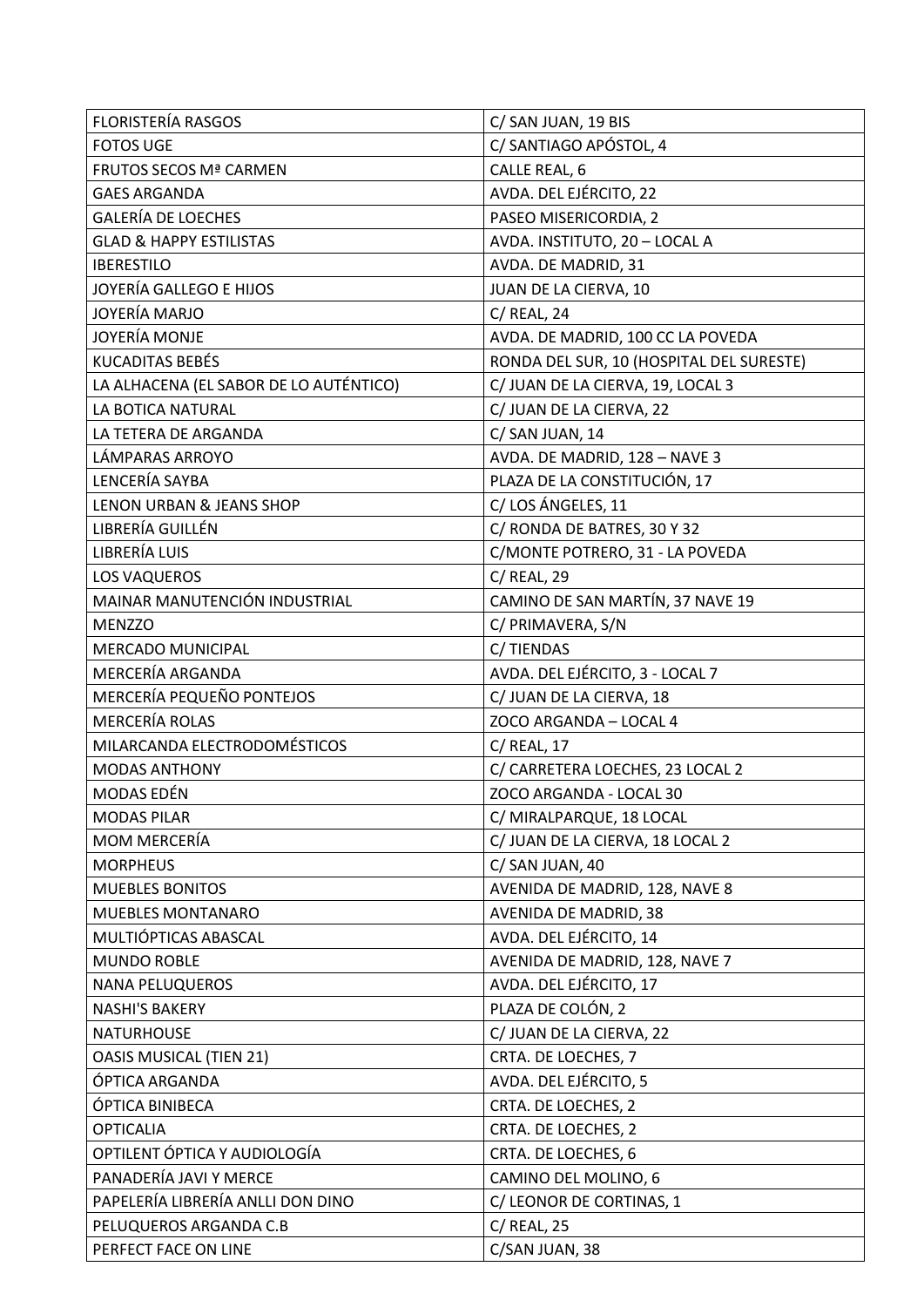| FLORISTERÍA RASGOS | C/ SAN JUAN, 19 BIS |
|---|---|
| FOTOS UGE | C/ SANTIAGO APÓSTOL, 4 |
| FRUTOS SECOS Mª CARMEN | CALLE REAL, 6 |
| GAES ARGANDA | AVDA. DEL EJÉRCITO, 22 |
| GALERÍA DE LOECHES | PASEO MISERICORDIA, 2 |
| GLAD & HAPPY ESTILISTAS | AVDA. INSTITUTO, 20 – LOCAL A |
| IBERESTILO | AVDA. DE MADRID, 31 |
| JOYERÍA GALLEGO E HIJOS | JUAN DE LA CIERVA, 10 |
| JOYERÍA MARJO | C/ REAL, 24 |
| JOYERÍA MONJE | AVDA. DE MADRID, 100 CC LA POVEDA |
| KUCADITAS BEBÉS | RONDA DEL SUR, 10 (HOSPITAL DEL SURESTE) |
| LA ALHACENA (EL SABOR DE LO AUTÉNTICO) | C/ JUAN DE LA CIERVA, 19, LOCAL 3 |
| LA BOTICA NATURAL | C/ JUAN DE LA CIERVA, 22 |
| LA TETERA DE ARGANDA | C/ SAN JUAN, 14 |
| LÁMPARAS ARROYO | AVDA. DE MADRID, 128 – NAVE 3 |
| LENCERÍA SAYBA | PLAZA DE LA CONSTITUCIÓN, 17 |
| LENON URBAN & JEANS SHOP | C/ LOS ÁNGELES, 11 |
| LIBRERÍA GUILLÉN | C/ RONDA DE BATRES, 30 Y 32 |
| LIBRERÍA LUIS | C/MONTE POTRERO, 31 - LA POVEDA |
| LOS VAQUEROS | C/ REAL, 29 |
| MAINAR MANUTENCIÓN INDUSTRIAL | CAMINO DE SAN MARTÍN, 37 NAVE 19 |
| MENZZO | C/ PRIMAVERA, S/N |
| MERCADO MUNICIPAL | C/ TIENDAS |
| MERCERÍA ARGANDA | AVDA. DEL EJÉRCITO, 3 - LOCAL 7 |
| MERCERÍA PEQUEÑO PONTEJOS | C/ JUAN DE LA CIERVA, 18 |
| MERCERÍA ROLAS | ZOCO ARGANDA – LOCAL 4 |
| MILARCANDA ELECTRODOMÉSTICOS | C/ REAL, 17 |
| MODAS ANTHONY | C/ CARRETERA LOECHES, 23 LOCAL 2 |
| MODAS EDÉN | ZOCO ARGANDA - LOCAL 30 |
| MODAS PILAR | C/ MIRALPARQUE, 18 LOCAL |
| MOM MERCERÍA | C/ JUAN DE LA CIERVA, 18 LOCAL 2 |
| MORPHEUS | C/ SAN JUAN, 40 |
| MUEBLES BONITOS | AVENIDA DE MADRID, 128, NAVE 8 |
| MUEBLES MONTANARO | AVENIDA DE MADRID, 38 |
| MULTIÓPTICAS ABASCAL | AVDA. DEL EJÉRCITO, 14 |
| MUNDO ROBLE | AVENIDA DE MADRID, 128, NAVE 7 |
| NANA PELUQUEROS | AVDA. DEL EJÉRCITO, 17 |
| NASHI'S BAKERY | PLAZA DE COLÓN, 2 |
| NATURHOUSE | C/ JUAN DE LA CIERVA, 22 |
| OASIS MUSICAL (TIEN 21) | CRTA. DE LOECHES, 7 |
| ÓPTICA ARGANDA | AVDA. DEL EJÉRCITO, 5 |
| ÓPTICA BINIBECA | CRTA. DE LOECHES, 2 |
| OPTICALIA | CRTA. DE LOECHES, 2 |
| OPTILENT ÓPTICA Y AUDIOLOGÍA | CRTA. DE LOECHES, 6 |
| PANADERÍA JAVI Y MERCE | CAMINO DEL MOLINO, 6 |
| PAPELERÍA LIBRERÍA ANLLI DON DINO | C/ LEONOR DE CORTINAS, 1 |
| PELUQUEROS ARGANDA C.B | C/ REAL, 25 |
| PERFECT FACE ON LINE | C/SAN JUAN, 38 |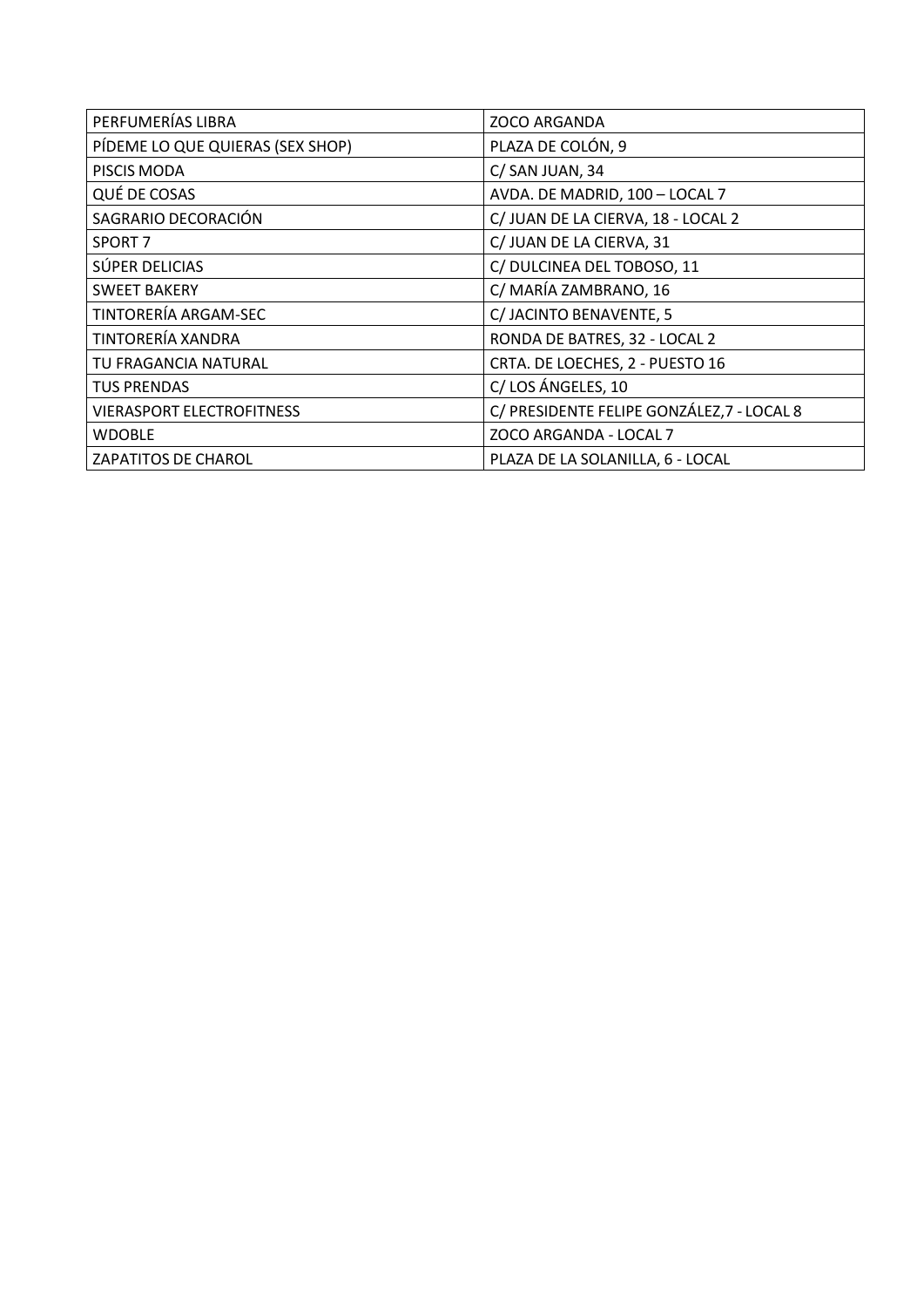| | |
|---|---|
| PERFUMERÍAS LIBRA | ZOCO ARGANDA |
| PÍDEME LO QUE QUIERAS (SEX SHOP) | PLAZA DE COLÓN, 9 |
| PISCIS MODA | C/ SAN JUAN, 34 |
| QUÉ DE COSAS | AVDA. DE MADRID, 100 – LOCAL 7 |
| SAGRARIO DECORACIÓN | C/ JUAN DE LA CIERVA, 18 - LOCAL 2 |
| SPORT 7 | C/ JUAN DE LA CIERVA, 31 |
| SÚPER DELICIAS | C/ DULCINEA DEL TOBOSO, 11 |
| SWEET BAKERY | C/ MARÍA ZAMBRANO, 16 |
| TINTORERÍA ARGAM-SEC | C/ JACINTO BENAVENTE, 5 |
| TINTORERÍA XANDRA | RONDA DE BATRES, 32 - LOCAL 2 |
| TU FRAGANCIA NATURAL | CRTA. DE LOECHES, 2 - PUESTO 16 |
| TUS PRENDAS | C/ LOS ÁNGELES, 10 |
| VIERASPORT ELECTROFITNESS | C/ PRESIDENTE FELIPE GONZÁLEZ,7 - LOCAL 8 |
| WDOBLE | ZOCO ARGANDA - LOCAL 7 |
| ZAPATITOS DE CHAROL | PLAZA DE LA SOLANILLA, 6 - LOCAL |